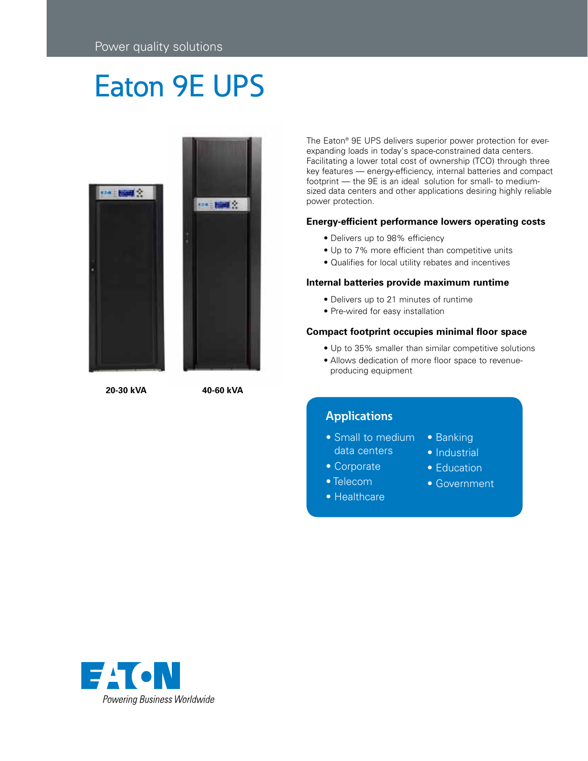Power quality solutions

# Eaton 9E UPS

20-30 kVA

40-60 kVA

The Eaton® 9E UPS delivers superior power protection for ever-expanding loads in today's space-constrained data centers. Facilitating a lower total cost of ownership (TCO) through three key features — energy-efficiency, internal batteries and compact footprint — the 9E is an ideal solution for small- to medium-sized data centers and other applications desiring highly reliable power protection.

### Energy-efficient performance lowers operating costs

- Delivers up to 98% efficiency
- Up to 7% more efficient than competitive units
- Qualifies for local utility rebates and incentives

### Internal batteries provide maximum runtime

- Delivers up to 21 minutes of runtime
- Pre-wired for easy installation

### Compact footprint occupies minimal floor space

- Up to 35% smaller than similar competitive solutions
- Allows dedication of more floor space to revenue-producing equipment

## Applications

- Small to medium data centers
- Corporate
- Telecom
- Healthcare
- Banking
- Industrial
- Education
- Government

EATON

*Powering Business Worldwide*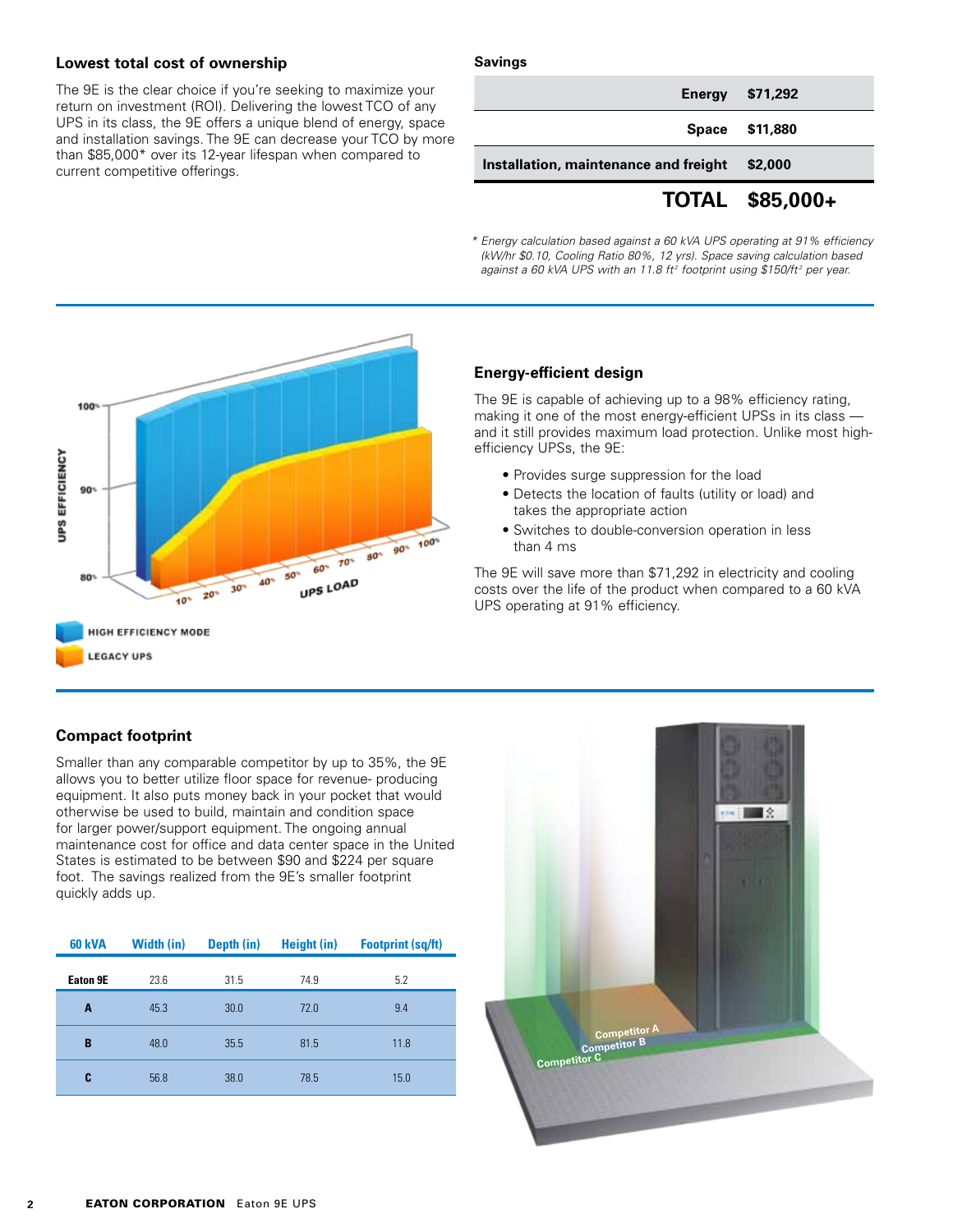## Lowest total cost of ownership

The 9E is the clear choice if you're seeking to maximize your return on investment (ROI). Delivering the lowest TCO of any UPS in its class, the 9E offers a unique blend of energy, space and installation savings. The 9E can decrease your TCO by more than $85,000* over its 12-year lifespan when compared to current competitive offerings.

**Savings**

| | |
|---|---|
| **Energy** | **$71,292** |
| **Space** | **$11,880** |
| **Installation, maintenance and freight** | **$2,000** |
| **TOTAL** | **$85,000+** |

*\* Energy calculation based against a 60 kVA UPS operating at 91% efficiency (kW/hr $0.10, Cooling Ratio 80%, 12 yrs). Space saving calculation based against a 60 kVA UPS with an 11.8 ft² footprint using $150/ft² per year.*

UPS EFFICIENCY

100% 90% 80%

10% 20% 30% 40% 50% 60% 70% 80% 90% 100%

UPS LOAD

HIGH EFFICIENCY MODE

LEGACY UPS

## Energy-efficient design

The 9E is capable of achieving up to a 98% efficiency rating, making it one of the most energy-efficient UPSs in its class — and it still provides maximum load protection. Unlike most high-efficiency UPSs, the 9E:

- Provides surge suppression for the load
- Detects the location of faults (utility or load) and takes the appropriate action
- Switches to double-conversion operation in less than 4 ms

The 9E will save more than $71,292 in electricity and cooling costs over the life of the product when compared to a 60 kVA UPS operating at 91% efficiency.

## Compact footprint

Smaller than any comparable competitor by up to 35%, the 9E allows you to better utilize floor space for revenue- producing equipment. It also puts money back in your pocket that would otherwise be used to build, maintain and condition space for larger power/support equipment. The ongoing annual maintenance cost for office and data center space in the United States is estimated to be between $90 and $224 per square foot. The savings realized from the 9E's smaller footprint quickly adds up.

| 60 kVA | Width (in) | Depth (in) | Height (in) | Footprint (sq/ft) |
|---|---|---|---|---|
| **Eaton 9E** | 23.6 | 31.5 | 74.9 | 5.2 |
| **A** | 45.3 | 30.0 | 72.0 | 9.4 |
| **B** | 48.0 | 35.5 | 81.5 | 11.8 |
| **C** | 56.8 | 38.0 | 78.5 | 15.0 |

Competitor A

Competitor B

Competitor C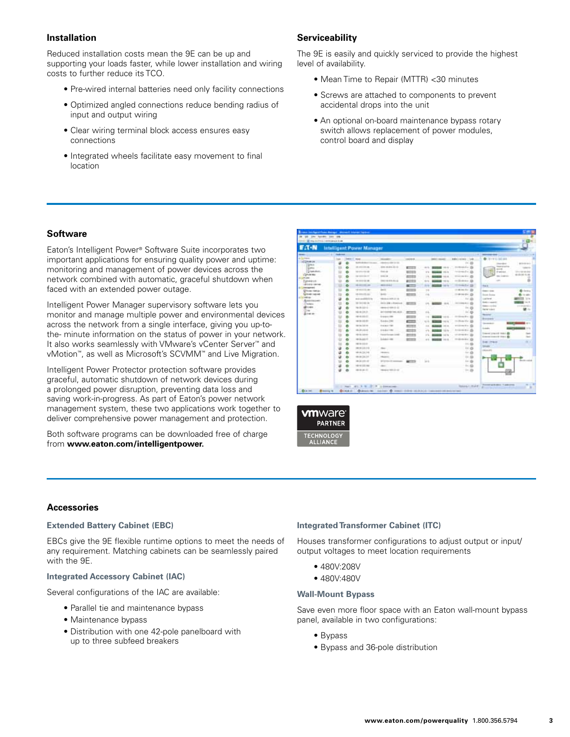## Installation

Reduced installation costs mean the 9E can be up and supporting your loads faster, while lower installation and wiring costs to further reduce its TCO.

- Pre-wired internal batteries need only facility connections
- Optimized angled connections reduce bending radius of input and output wiring
- Clear wiring terminal block access ensures easy connections
- Integrated wheels facilitate easy movement to final location

## Serviceability

The 9E is easily and quickly serviced to provide the highest level of availability.

- Mean Time to Repair (MTTR) <30 minutes
- Screws are attached to components to prevent accidental drops into the unit
- An optional on-board maintenance bypass rotary switch allows replacement of power modules, control board and display

## Software

Eaton's Intelligent Power® Software Suite incorporates two important applications for ensuring quality power and uptime: monitoring and management of power devices across the network combined with automatic, graceful shutdown when faced with an extended power outage.

Intelligent Power Manager supervisory software lets you monitor and manage multiple power and environmental devices across the network from a single interface, giving you up-to-the- minute information on the status of power in your network. It also works seamlessly with VMware's vCenter Server™ and vMotion™, as well as Microsoft's SCVMM™ and Live Migration.

Intelligent Power Protector protection software provides graceful, automatic shutdown of network devices during a prolonged power disruption, preventing data loss and saving work-in-progress. As part of Eaton's power network management system, these two applications work together to deliver comprehensive power management and protection.

Both software programs can be downloaded free of charge from **www.eaton.com/intelligentpower.**

vmware PARTNER TECHNOLOGY ALLIANCE

## Accessories

### Extended Battery Cabinet (EBC)

EBCs give the 9E flexible runtime options to meet the needs of any requirement. Matching cabinets can be seamlessly paired with the 9E.

### Integrated Accessory Cabinet (IAC)

Several configurations of the IAC are available:

- Parallel tie and maintenance bypass
- Maintenance bypass
- Distribution with one 42-pole panelboard with up to three subfeed breakers

### Integrated Transformer Cabinet (ITC)

Houses transformer configurations to adjust output or input/output voltages to meet location requirements

- 480V:208V
- 480V:480V

### Wall-Mount Bypass

Save even more floor space with an Eaton wall-mount bypass panel, available in two configurations:

- Bypass
- Bypass and 36-pole distribution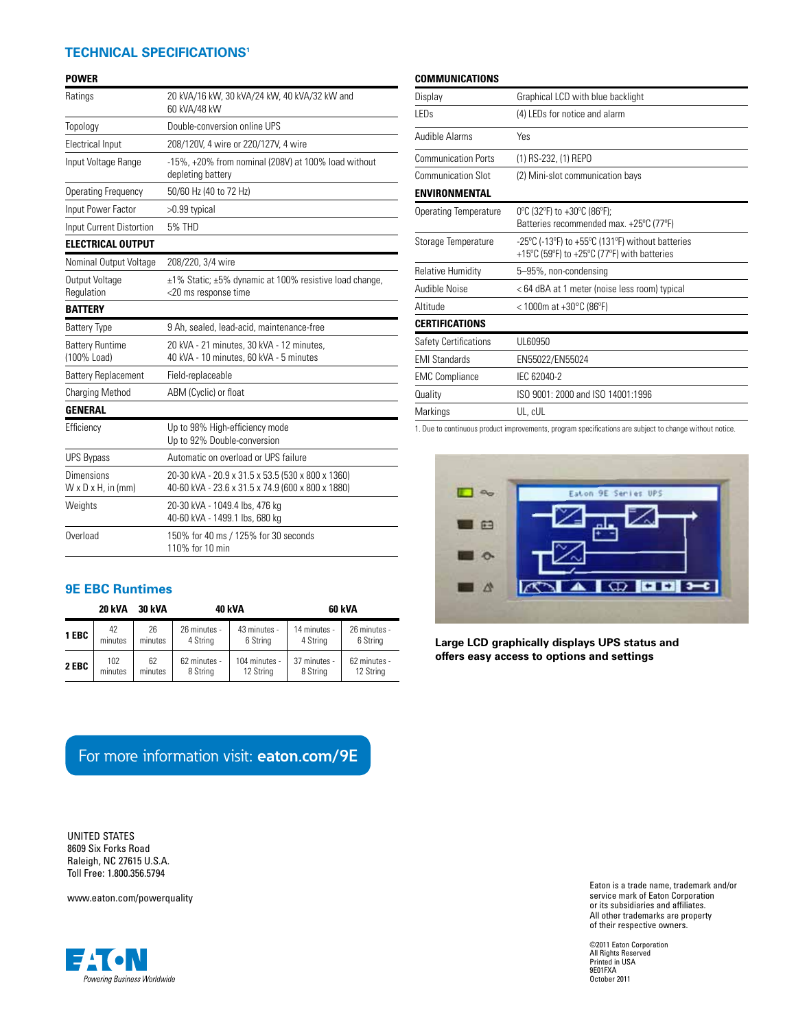## TECHNICAL SPECIFICATIONS[1]

| POWER | |
|---|---|
| Ratings | 20 kVA/16 kW, 30 kVA/24 kW, 40 kVA/32 kW and 60 kVA/48 kW |
| Topology | Double-conversion online UPS |
| Electrical Input | 208/120V, 4 wire or 220/127V, 4 wire |
| Input Voltage Range | -15%, +20% from nominal (208V) at 100% load without depleting battery |
| Operating Frequency | 50/60 Hz (40 to 72 Hz) |
| Input Power Factor | >0.99 typical |
| Input Current Distortion | 5% THD |

| ELECTRICAL OUTPUT | |
|---|---|
| Nominal Output Voltage | 208/220, 3/4 wire |
| Output Voltage Regulation | ±1% Static; ±5% dynamic at 100% resistive load change, <20 ms response time |

| BATTERY | |
|---|---|
| Battery Type | 9 Ah, sealed, lead-acid, maintenance-free |
| Battery Runtime (100% Load) | 20 kVA - 21 minutes, 30 kVA - 12 minutes, 40 kVA - 10 minutes, 60 kVA - 5 minutes |
| Battery Replacement | Field-replaceable |
| Charging Method | ABM (Cyclic) or float |

| GENERAL | |
|---|---|
| Efficiency | Up to 98% High-efficiency mode<br>Up to 92% Double-conversion |
| UPS Bypass | Automatic on overload or UPS failure |
| Dimensions W x D x H, in (mm) | 20-30 kVA - 20.9 x 31.5 x 53.5 (530 x 800 x 1360)<br>40-60 kVA - 23.6 x 31.5 x 74.9 (600 x 800 x 1880) |
| Weights | 20-30 kVA - 1049.4 lbs, 476 kg<br>40-60 kVA - 1499.1 lbs, 680 kg |
| Overload | 150% for 40 ms / 125% for 30 seconds<br>110% for 10 min |

| COMMUNICATIONS | |
|---|---|
| Display | Graphical LCD with blue backlight |
| LEDs | (4) LEDs for notice and alarm |
| Audible Alarms | Yes |
| Communication Ports | (1) RS-232, (1) REPO |
| Communication Slot | (2) Mini-slot communication bays |

| ENVIRONMENTAL | |
|---|---|
| Operating Temperature | 0°C (32°F) to +30°C (86°F);<br>Batteries recommended max. +25°C (77°F) |
| Storage Temperature | -25°C (-13°F) to +55°C (131°F) without batteries<br>+15°C (59°F) to +25°C (77°F) with batteries |
| Relative Humidity | 5–95%, non-condensing |
| Audible Noise | < 64 dBA at 1 meter (noise less room) typical |
| Altitude | < 1000m at +30°C (86°F) |

| CERTIFICATIONS | |
|---|---|
| Safety Certifications | UL60950 |
| EMI Standards | EN55022/EN55024 |
| EMC Compliance | IEC 62040-2 |
| Quality | ISO 9001: 2000 and ISO 14001:1996 |
| Markings | UL, cUL |

1. Due to continuous product improvements, program specifications are subject to change without notice.

### 9E EBC Runtimes

| | 20 kVA | 30 kVA | 40 kVA | | 60 kVA | |
|---|---|---|---|---|---|---|
| 1 EBC | 42 minutes | 26 minutes | 26 minutes - 4 String | 43 minutes - 6 String | 14 minutes - 4 String | 26 minutes - 6 String |
| 2 EBC | 102 minutes | 62 minutes | 62 minutes - 8 String | 104 minutes - 12 String | 37 minutes - 8 String | 62 minutes - 12 String |

**Large LCD graphically displays UPS status and offers easy access to options and settings**

For more information visit: **eaton.com/9E**

UNITED STATES
8609 Six Forks Road
Raleigh, NC 27615 U.S.A.
Toll Free: 1.800.356.5794

www.eaton.com/powerquality

EATON
*Powering Business Worldwide*

Eaton is a trade name, trademark and/or service mark of Eaton Corporation or its subsidiaries and affiliates. All other trademarks are property of their respective owners.

©2011 Eaton Corporation
All Rights Reserved
Printed in USA
9E01FXA
October 2011